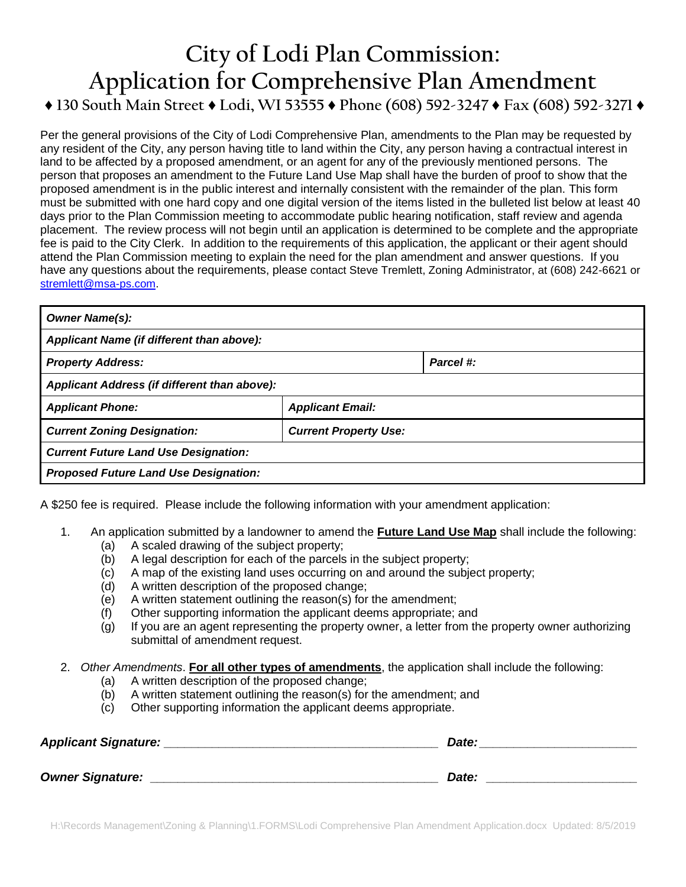# City of Lodi Plan Commission:
# Application for Comprehensive Plan Amendment

**♦ 130 South Main Street ♦ Lodi, WI 53555 ♦ Phone (608) 592-3247 ♦ Fax (608) 592-3271 ♦**

Per the general provisions of the City of Lodi Comprehensive Plan, amendments to the Plan may be requested by any resident of the City, any person having title to land within the City, any person having a contractual interest in land to be affected by a proposed amendment, or an agent for any of the previously mentioned persons. The person that proposes an amendment to the Future Land Use Map shall have the burden of proof to show that the proposed amendment is in the public interest and internally consistent with the remainder of the plan. This form must be submitted with one hard copy and one digital version of the items listed in the bulleted list below at least 40 days prior to the Plan Commission meeting to accommodate public hearing notification, staff review and agenda placement. The review process will not begin until an application is determined to be complete and the appropriate fee is paid to the City Clerk. In addition to the requirements of this application, the applicant or their agent should attend the Plan Commission meeting to explain the need for the plan amendment and answer questions. If you have any questions about the requirements, please contact Steve Tremlett, Zoning Administrator, at (608) 242-6621 or stremlett@msa-ps.com.

| ***Owner Name(s):*** | |
|---|---|
| ***Applicant Name (if different than above):*** | |
| ***Property Address:*** | ***Parcel #:*** |
| ***Applicant Address (if different than above):*** | |
| ***Applicant Phone:*** | ***Applicant Email:*** |
| ***Current Zoning Designation:*** | ***Current Property Use:*** |
| ***Current Future Land Use Designation:*** | |
| ***Proposed Future Land Use Designation:*** | |

A $250 fee is required. Please include the following information with your amendment application:

1. An application submitted by a landowner to amend the **Future Land Use Map** shall include the following:
   - (a) A scaled drawing of the subject property;
   - (b) A legal description for each of the parcels in the subject property;
   - (c) A map of the existing land uses occurring on and around the subject property;
   - (d) A written description of the proposed change;
   - (e) A written statement outlining the reason(s) for the amendment;
   - (f) Other supporting information the applicant deems appropriate; and
   - (g) If you are an agent representing the property owner, a letter from the property owner authorizing submittal of amendment request.

2. *Other Amendments*. **For all other types of amendments**, the application shall include the following:
   - (a) A written description of the proposed change;
   - (b) A written statement outlining the reason(s) for the amendment; and
   - (c) Other supporting information the applicant deems appropriate.

***Applicant Signature:*** ________________________________________ ***Date:*** ______________________

***Owner Signature:*** ________________________________________ ***Date:*** ______________________

H:\Records Management\Zoning & Planning\1.FORMS\Lodi Comprehensive Plan Amendment Application.docx Updated: 8/5/2019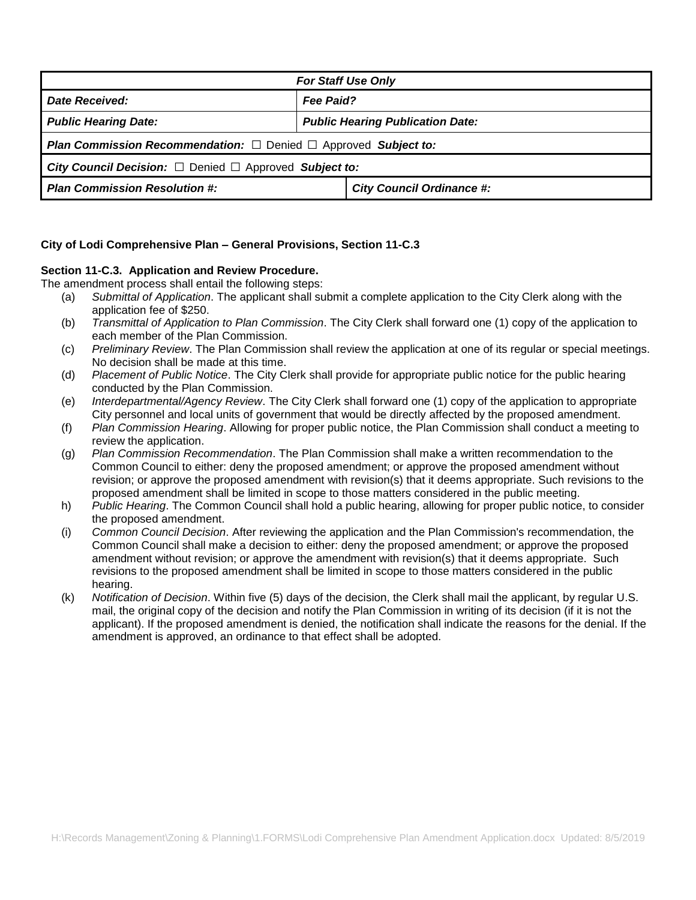| *For Staff Use Only* | | |
|---|---|---|
| ***Date Received:*** | ***Fee Paid?*** | |
| ***Public Hearing Date:*** | ***Public Hearing Publication Date:*** | |
| ***Plan Commission Recommendation:*** ☐ Denied ☐ Approved ***Subject to:*** | | |
| ***City Council Decision:*** ☐ Denied ☐ Approved ***Subject to:*** | | |
| ***Plan Commission Resolution #:*** | | ***City Council Ordinance #:*** |

**City of Lodi Comprehensive Plan – General Provisions, Section 11-C.3**

**Section 11-C.3. Application and Review Procedure.**

The amendment process shall entail the following steps:

(a) *Submittal of Application*. The applicant shall submit a complete application to the City Clerk along with the application fee of $250.

(b) *Transmittal of Application to Plan Commission*. The City Clerk shall forward one (1) copy of the application to each member of the Plan Commission.

(c) *Preliminary Review*. The Plan Commission shall review the application at one of its regular or special meetings. No decision shall be made at this time.

(d) *Placement of Public Notice*. The City Clerk shall provide for appropriate public notice for the public hearing conducted by the Plan Commission.

(e) *Interdepartmental/Agency Review*. The City Clerk shall forward one (1) copy of the application to appropriate City personnel and local units of government that would be directly affected by the proposed amendment.

(f) *Plan Commission Hearing*. Allowing for proper public notice, the Plan Commission shall conduct a meeting to review the application.

(g) *Plan Commission Recommendation*. The Plan Commission shall make a written recommendation to the Common Council to either: deny the proposed amendment; or approve the proposed amendment without revision; or approve the proposed amendment with revision(s) that it deems appropriate. Such revisions to the proposed amendment shall be limited in scope to those matters considered in the public meeting.

h) *Public Hearing*. The Common Council shall hold a public hearing, allowing for proper public notice, to consider the proposed amendment.

(i) *Common Council Decision*. After reviewing the application and the Plan Commission's recommendation, the Common Council shall make a decision to either: deny the proposed amendment; or approve the proposed amendment without revision; or approve the amendment with revision(s) that it deems appropriate. Such revisions to the proposed amendment shall be limited in scope to those matters considered in the public hearing.

(k) *Notification of Decision*. Within five (5) days of the decision, the Clerk shall mail the applicant, by regular U.S. mail, the original copy of the decision and notify the Plan Commission in writing of its decision (if it is not the applicant). If the proposed amendment is denied, the notification shall indicate the reasons for the denial. If the amendment is approved, an ordinance to that effect shall be adopted.